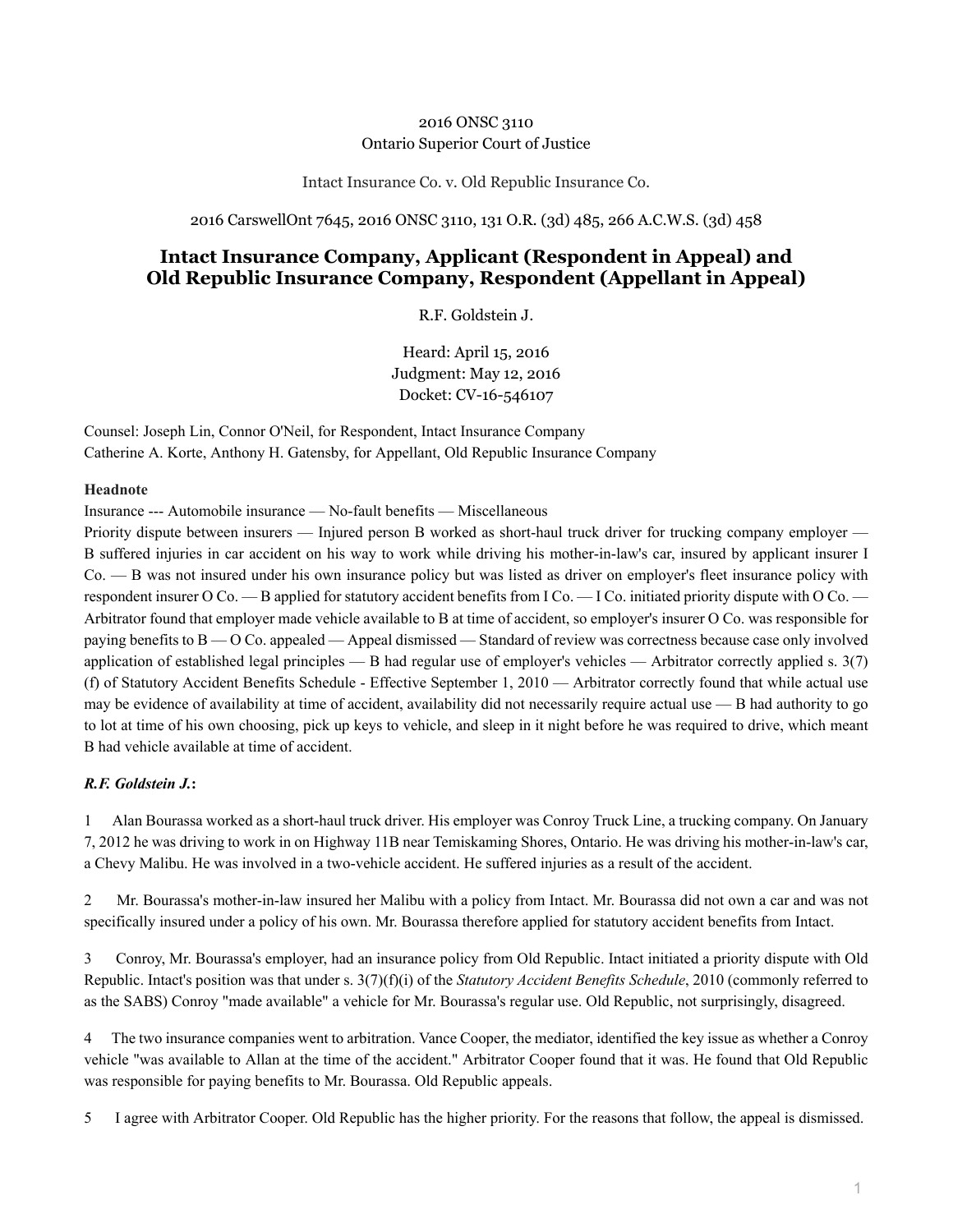2016 ONSC 3110
Ontario Superior Court of Justice

Intact Insurance Co. v. Old Republic Insurance Co.

2016 CarswellOnt 7645, 2016 ONSC 3110, 131 O.R. (3d) 485, 266 A.C.W.S. (3d) 458

# Intact Insurance Company, Applicant (Respondent in Appeal) and Old Republic Insurance Company, Respondent (Appellant in Appeal)

R.F. Goldstein J.

Heard: April 15, 2016
Judgment: May 12, 2016
Docket: CV-16-546107

Counsel: Joseph Lin, Connor O'Neil, for Respondent, Intact Insurance Company
Catherine A. Korte, Anthony H. Gatensby, for Appellant, Old Republic Insurance Company

**Headnote**

Insurance --- Automobile insurance — No-fault benefits — Miscellaneous

Priority dispute between insurers — Injured person B worked as short-haul truck driver for trucking company employer — B suffered injuries in car accident on his way to work while driving his mother-in-law's car, insured by applicant insurer I Co. — B was not insured under his own insurance policy but was listed as driver on employer's fleet insurance policy with respondent insurer O Co. — B applied for statutory accident benefits from I Co. — I Co. initiated priority dispute with O Co. — Arbitrator found that employer made vehicle available to B at time of accident, so employer's insurer O Co. was responsible for paying benefits to B — O Co. appealed — Appeal dismissed — Standard of review was correctness because case only involved application of established legal principles — B had regular use of employer's vehicles — Arbitrator correctly applied s. 3(7)(f) of Statutory Accident Benefits Schedule - Effective September 1, 2010 — Arbitrator correctly found that while actual use may be evidence of availability at time of accident, availability did not necessarily require actual use — B had authority to go to lot at time of his own choosing, pick up keys to vehicle, and sleep in it night before he was required to drive, which meant B had vehicle available at time of accident.

***R.F. Goldstein J.*:**

1 Alan Bourassa worked as a short-haul truck driver. His employer was Conroy Truck Line, a trucking company. On January 7, 2012 he was driving to work in on Highway 11B near Temiskaming Shores, Ontario. He was driving his mother-in-law's car, a Chevy Malibu. He was involved in a two-vehicle accident. He suffered injuries as a result of the accident.

2 Mr. Bourassa's mother-in-law insured her Malibu with a policy from Intact. Mr. Bourassa did not own a car and was not specifically insured under a policy of his own. Mr. Bourassa therefore applied for statutory accident benefits from Intact.

3 Conroy, Mr. Bourassa's employer, had an insurance policy from Old Republic. Intact initiated a priority dispute with Old Republic. Intact's position was that under s. 3(7)(f)(i) of the *Statutory Accident Benefits Schedule*, 2010 (commonly referred to as the SABS) Conroy "made available" a vehicle for Mr. Bourassa's regular use. Old Republic, not surprisingly, disagreed.

4 The two insurance companies went to arbitration. Vance Cooper, the mediator, identified the key issue as whether a Conroy vehicle "was available to Allan at the time of the accident." Arbitrator Cooper found that it was. He found that Old Republic was responsible for paying benefits to Mr. Bourassa. Old Republic appeals.

5 I agree with Arbitrator Cooper. Old Republic has the higher priority. For the reasons that follow, the appeal is dismissed.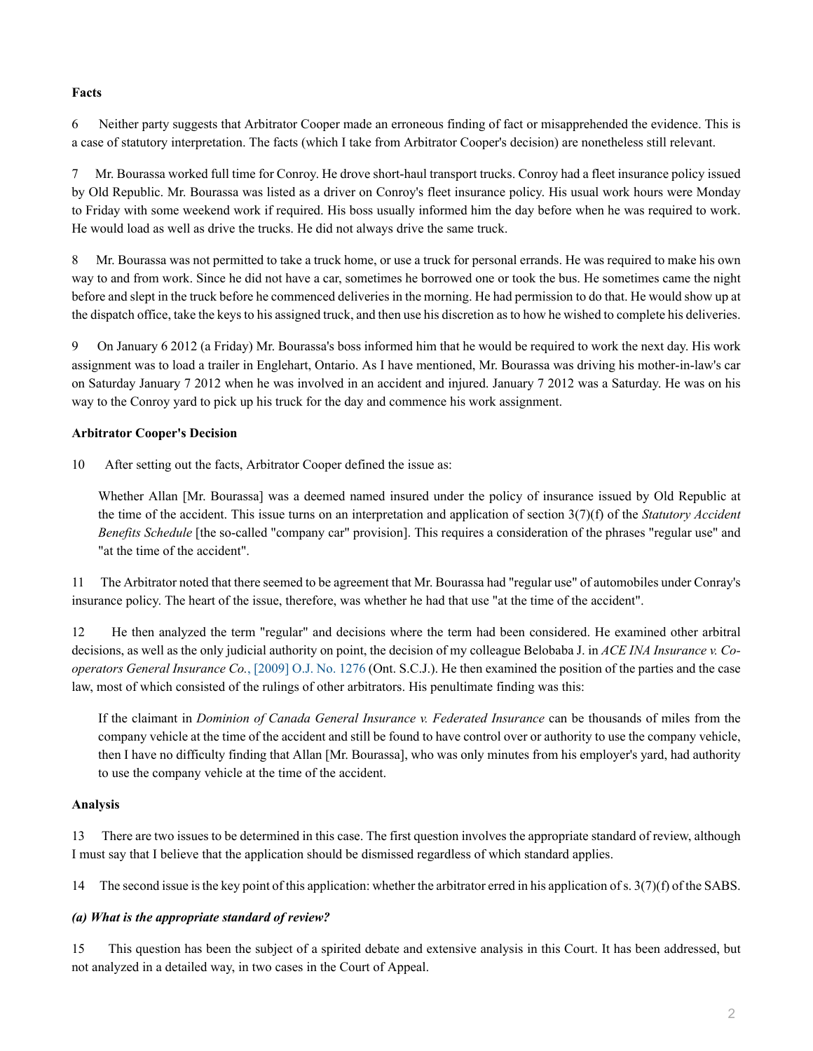**Facts**

6 Neither party suggests that Arbitrator Cooper made an erroneous finding of fact or misapprehended the evidence. This is a case of statutory interpretation. The facts (which I take from Arbitrator Cooper's decision) are nonetheless still relevant.

7 Mr. Bourassa worked full time for Conroy. He drove short-haul transport trucks. Conroy had a fleet insurance policy issued by Old Republic. Mr. Bourassa was listed as a driver on Conroy's fleet insurance policy. His usual work hours were Monday to Friday with some weekend work if required. His boss usually informed him the day before when he was required to work. He would load as well as drive the trucks. He did not always drive the same truck.

8 Mr. Bourassa was not permitted to take a truck home, or use a truck for personal errands. He was required to make his own way to and from work. Since he did not have a car, sometimes he borrowed one or took the bus. He sometimes came the night before and slept in the truck before he commenced deliveries in the morning. He had permission to do that. He would show up at the dispatch office, take the keys to his assigned truck, and then use his discretion as to how he wished to complete his deliveries.

9 On January 6 2012 (a Friday) Mr. Bourassa's boss informed him that he would be required to work the next day. His work assignment was to load a trailer in Englehart, Ontario. As I have mentioned, Mr. Bourassa was driving his mother-in-law's car on Saturday January 7 2012 when he was involved in an accident and injured. January 7 2012 was a Saturday. He was on his way to the Conroy yard to pick up his truck for the day and commence his work assignment.

**Arbitrator Cooper's Decision**

10 After setting out the facts, Arbitrator Cooper defined the issue as:

> Whether Allan [Mr. Bourassa] was a deemed named insured under the policy of insurance issued by Old Republic at the time of the accident. This issue turns on an interpretation and application of section 3(7)(f) of the *Statutory Accident Benefits Schedule* [the so-called "company car" provision]. This requires a consideration of the phrases "regular use" and "at the time of the accident".

11 The Arbitrator noted that there seemed to be agreement that Mr. Bourassa had "regular use" of automobiles under Conray's insurance policy. The heart of the issue, therefore, was whether he had that use "at the time of the accident".

12 He then analyzed the term "regular" and decisions where the term had been considered. He examined other arbitral decisions, as well as the only judicial authority on point, the decision of my colleague Belobaba J. in *ACE INA Insurance v. Co-operators General Insurance Co.*, [2009] O.J. No. 1276 (Ont. S.C.J.). He then examined the position of the parties and the case law, most of which consisted of the rulings of other arbitrators. His penultimate finding was this:

> If the claimant in *Dominion of Canada General Insurance v. Federated Insurance* can be thousands of miles from the company vehicle at the time of the accident and still be found to have control over or authority to use the company vehicle, then I have no difficulty finding that Allan [Mr. Bourassa], who was only minutes from his employer's yard, had authority to use the company vehicle at the time of the accident.

**Analysis**

13 There are two issues to be determined in this case. The first question involves the appropriate standard of review, although I must say that I believe that the application should be dismissed regardless of which standard applies.

14 The second issue is the key point of this application: whether the arbitrator erred in his application of s. 3(7)(f) of the SABS.

***(a) What is the appropriate standard of review?***

15 This question has been the subject of a spirited debate and extensive analysis in this Court. It has been addressed, but not analyzed in a detailed way, in two cases in the Court of Appeal.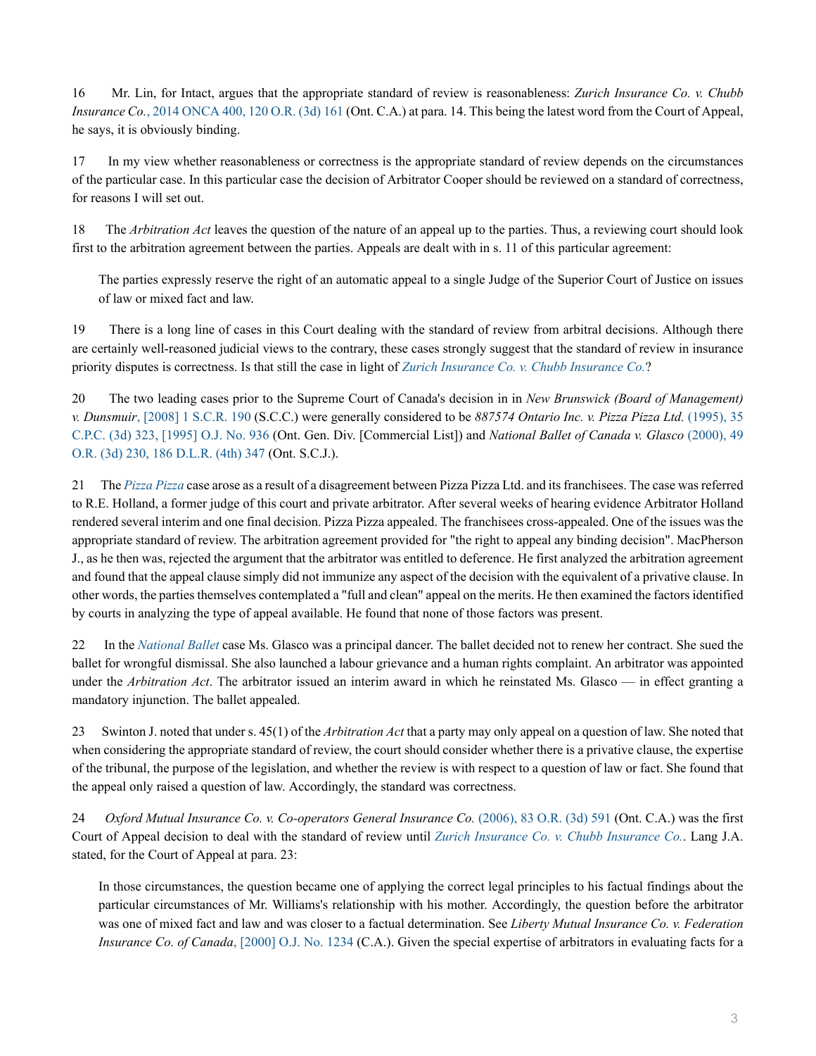16 Mr. Lin, for Intact, argues that the appropriate standard of review is reasonableness: *Zurich Insurance Co. v. Chubb Insurance Co.*, 2014 ONCA 400, 120 O.R. (3d) 161 (Ont. C.A.) at para. 14. This being the latest word from the Court of Appeal, he says, it is obviously binding.

17 In my view whether reasonableness or correctness is the appropriate standard of review depends on the circumstances of the particular case. In this particular case the decision of Arbitrator Cooper should be reviewed on a standard of correctness, for reasons I will set out.

18 The *Arbitration Act* leaves the question of the nature of an appeal up to the parties. Thus, a reviewing court should look first to the arbitration agreement between the parties. Appeals are dealt with in s. 11 of this particular agreement:

> The parties expressly reserve the right of an automatic appeal to a single Judge of the Superior Court of Justice on issues of law or mixed fact and law.

19 There is a long line of cases in this Court dealing with the standard of review from arbitral decisions. Although there are certainly well-reasoned judicial views to the contrary, these cases strongly suggest that the standard of review in insurance priority disputes is correctness. Is that still the case in light of *Zurich Insurance Co. v. Chubb Insurance Co.*?

20 The two leading cases prior to the Supreme Court of Canada's decision in in *New Brunswick (Board of Management) v. Dunsmuir*, [2008] 1 S.C.R. 190 (S.C.C.) were generally considered to be *887574 Ontario Inc. v. Pizza Pizza Ltd.* (1995), 35 C.P.C. (3d) 323, [1995] O.J. No. 936 (Ont. Gen. Div. [Commercial List]) and *National Ballet of Canada v. Glasco* (2000), 49 O.R. (3d) 230, 186 D.L.R. (4th) 347 (Ont. S.C.J.).

21 The *Pizza Pizza* case arose as a result of a disagreement between Pizza Pizza Ltd. and its franchisees. The case was referred to R.E. Holland, a former judge of this court and private arbitrator. After several weeks of hearing evidence Arbitrator Holland rendered several interim and one final decision. Pizza Pizza appealed. The franchisees cross-appealed. One of the issues was the appropriate standard of review. The arbitration agreement provided for "the right to appeal any binding decision". MacPherson J., as he then was, rejected the argument that the arbitrator was entitled to deference. He first analyzed the arbitration agreement and found that the appeal clause simply did not immunize any aspect of the decision with the equivalent of a privative clause. In other words, the parties themselves contemplated a "full and clean" appeal on the merits. He then examined the factors identified by courts in analyzing the type of appeal available. He found that none of those factors was present.

22 In the *National Ballet* case Ms. Glasco was a principal dancer. The ballet decided not to renew her contract. She sued the ballet for wrongful dismissal. She also launched a labour grievance and a human rights complaint. An arbitrator was appointed under the *Arbitration Act*. The arbitrator issued an interim award in which he reinstated Ms. Glasco — in effect granting a mandatory injunction. The ballet appealed.

23 Swinton J. noted that under s. 45(1) of the *Arbitration Act* that a party may only appeal on a question of law. She noted that when considering the appropriate standard of review, the court should consider whether there is a privative clause, the expertise of the tribunal, the purpose of the legislation, and whether the review is with respect to a question of law or fact. She found that the appeal only raised a question of law. Accordingly, the standard was correctness.

24 *Oxford Mutual Insurance Co. v. Co-operators General Insurance Co.* (2006), 83 O.R. (3d) 591 (Ont. C.A.) was the first Court of Appeal decision to deal with the standard of review until *Zurich Insurance Co. v. Chubb Insurance Co.*. Lang J.A. stated, for the Court of Appeal at para. 23:

> In those circumstances, the question became one of applying the correct legal principles to his factual findings about the particular circumstances of Mr. Williams's relationship with his mother. Accordingly, the question before the arbitrator was one of mixed fact and law and was closer to a factual determination. See *Liberty Mutual Insurance Co. v. Federation Insurance Co. of Canada*, [2000] O.J. No. 1234 (C.A.). Given the special expertise of arbitrators in evaluating facts for a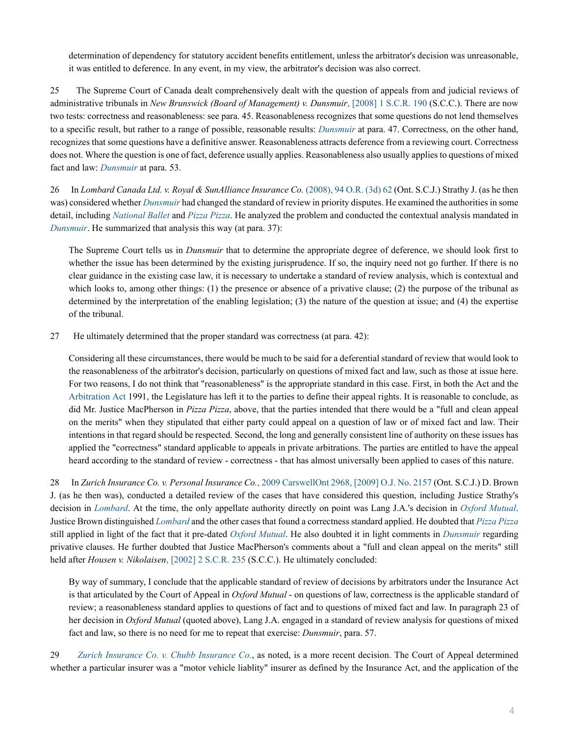determination of dependency for statutory accident benefits entitlement, unless the arbitrator's decision was unreasonable, it was entitled to deference. In any event, in my view, the arbitrator's decision was also correct.

25 The Supreme Court of Canada dealt comprehensively dealt with the question of appeals from and judicial reviews of administrative tribunals in *New Brunswick (Board of Management) v. Dunsmuir*, [2008] 1 S.C.R. 190 (S.C.C.). There are now two tests: correctness and reasonableness: see para. 45. Reasonableness recognizes that some questions do not lend themselves to a specific result, but rather to a range of possible, reasonable results: *Dunsmuir* at para. 47. Correctness, on the other hand, recognizes that some questions have a definitive answer. Reasonableness attracts deference from a reviewing court. Correctness does not. Where the question is one of fact, deference usually applies. Reasonableness also usually applies to questions of mixed fact and law: *Dunsmuir* at para. 53.

26 In *Lombard Canada Ltd. v. Royal & SunAlliance Insurance Co.* (2008), 94 O.R. (3d) 62 (Ont. S.C.J.) Strathy J. (as he then was) considered whether *Dunsmuir* had changed the standard of review in priority disputes. He examined the authorities in some detail, including *National Ballet* and *Pizza Pizza*. He analyzed the problem and conducted the contextual analysis mandated in *Dunsmuir*. He summarized that analysis this way (at para. 37):

> The Supreme Court tells us in *Dunsmuir* that to determine the appropriate degree of deference, we should look first to whether the issue has been determined by the existing jurisprudence. If so, the inquiry need not go further. If there is no clear guidance in the existing case law, it is necessary to undertake a standard of review analysis, which is contextual and which looks to, among other things: (1) the presence or absence of a privative clause; (2) the purpose of the tribunal as determined by the interpretation of the enabling legislation; (3) the nature of the question at issue; and (4) the expertise of the tribunal.

27 He ultimately determined that the proper standard was correctness (at para. 42):

> Considering all these circumstances, there would be much to be said for a deferential standard of review that would look to the reasonableness of the arbitrator's decision, particularly on questions of mixed fact and law, such as those at issue here. For two reasons, I do not think that "reasonableness" is the appropriate standard in this case. First, in both the Act and the Arbitration Act 1991, the Legislature has left it to the parties to define their appeal rights. It is reasonable to conclude, as did Mr. Justice MacPherson in *Pizza Pizza*, above, that the parties intended that there would be a "full and clean appeal on the merits" when they stipulated that either party could appeal on a question of law or of mixed fact and law. Their intentions in that regard should be respected. Second, the long and generally consistent line of authority on these issues has applied the "correctness" standard applicable to appeals in private arbitrations. The parties are entitled to have the appeal heard according to the standard of review - correctness - that has almost universally been applied to cases of this nature.

28 In *Zurich Insurance Co. v. Personal Insurance Co.*, 2009 CarswellOnt 2968, [2009] O.J. No. 2157 (Ont. S.C.J.) D. Brown J. (as he then was), conducted a detailed review of the cases that have considered this question, including Justice Strathy's decision in *Lombard*. At the time, the only appellate authority directly on point was Lang J.A.'s decision in *Oxford Mutual*. Justice Brown distinguished *Lombard* and the other cases that found a correctness standard applied. He doubted that *Pizza Pizza* still applied in light of the fact that it pre-dated *Oxford Mutual*. He also doubted it in light comments in *Dunsmuir* regarding privative clauses. He further doubted that Justice MacPherson's comments about a "full and clean appeal on the merits" still held after *Housen v. Nikolaisen*, [2002] 2 S.C.R. 235 (S.C.C.). He ultimately concluded:

> By way of summary, I conclude that the applicable standard of review of decisions by arbitrators under the Insurance Act is that articulated by the Court of Appeal in *Oxford Mutual* - on questions of law, correctness is the applicable standard of review; a reasonableness standard applies to questions of fact and to questions of mixed fact and law. In paragraph 23 of her decision in *Oxford Mutual* (quoted above), Lang J.A. engaged in a standard of review analysis for questions of mixed fact and law, so there is no need for me to repeat that exercise: *Dunsmuir*, para. 57.

29 *Zurich Insurance Co. v. Chubb Insurance Co.*, as noted, is a more recent decision. The Court of Appeal determined whether a particular insurer was a "motor vehicle liablity" insurer as defined by the Insurance Act, and the application of the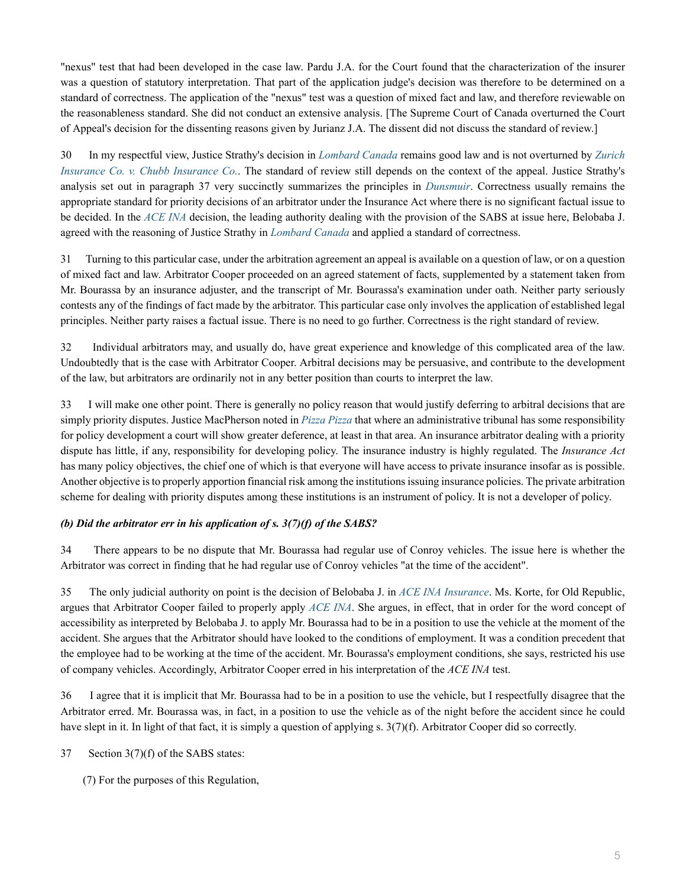"nexus" test that had been developed in the case law. Pardu J.A. for the Court found that the characterization of the insurer was a question of statutory interpretation. That part of the application judge's decision was therefore to be determined on a standard of correctness. The application of the "nexus" test was a question of mixed fact and law, and therefore reviewable on the reasonableness standard. She did not conduct an extensive analysis. [The Supreme Court of Canada overturned the Court of Appeal's decision for the dissenting reasons given by Jurianz J.A. The dissent did not discuss the standard of review.]

30 In my respectful view, Justice Strathy's decision in *Lombard Canada* remains good law and is not overturned by *Zurich Insurance Co. v. Chubb Insurance Co.*. The standard of review still depends on the context of the appeal. Justice Strathy's analysis set out in paragraph 37 very succinctly summarizes the principles in *Dunsmuir*. Correctness usually remains the appropriate standard for priority decisions of an arbitrator under the Insurance Act where there is no significant factual issue to be decided. In the *ACE INA* decision, the leading authority dealing with the provision of the SABS at issue here, Belobaba J. agreed with the reasoning of Justice Strathy in *Lombard Canada* and applied a standard of correctness.

31 Turning to this particular case, under the arbitration agreement an appeal is available on a question of law, or on a question of mixed fact and law. Arbitrator Cooper proceeded on an agreed statement of facts, supplemented by a statement taken from Mr. Bourassa by an insurance adjuster, and the transcript of Mr. Bourassa's examination under oath. Neither party seriously contests any of the findings of fact made by the arbitrator. This particular case only involves the application of established legal principles. Neither party raises a factual issue. There is no need to go further. Correctness is the right standard of review.

32 Individual arbitrators may, and usually do, have great experience and knowledge of this complicated area of the law. Undoubtedly that is the case with Arbitrator Cooper. Arbitral decisions may be persuasive, and contribute to the development of the law, but arbitrators are ordinarily not in any better position than courts to interpret the law.

33 I will make one other point. There is generally no policy reason that would justify deferring to arbitral decisions that are simply priority disputes. Justice MacPherson noted in *Pizza Pizza* that where an administrative tribunal has some responsibility for policy development a court will show greater deference, at least in that area. An insurance arbitrator dealing with a priority dispute has little, if any, responsibility for developing policy. The insurance industry is highly regulated. The *Insurance Act* has many policy objectives, the chief one of which is that everyone will have access to private insurance insofar as is possible. Another objective is to properly apportion financial risk among the institutions issuing insurance policies. The private arbitration scheme for dealing with priority disputes among these institutions is an instrument of policy. It is not a developer of policy.

***(b) Did the arbitrator err in his application of s. 3(7)(f) of the SABS?***

34 There appears to be no dispute that Mr. Bourassa had regular use of Conroy vehicles. The issue here is whether the Arbitrator was correct in finding that he had regular use of Conroy vehicles "at the time of the accident".

35 The only judicial authority on point is the decision of Belobaba J. in *ACE INA Insurance*. Ms. Korte, for Old Republic, argues that Arbitrator Cooper failed to properly apply *ACE INA*. She argues, in effect, that in order for the word concept of accessibility as interpreted by Belobaba J. to apply Mr. Bourassa had to be in a position to use the vehicle at the moment of the accident. She argues that the Arbitrator should have looked to the conditions of employment. It was a condition precedent that the employee had to be working at the time of the accident. Mr. Bourassa's employment conditions, she says, restricted his use of company vehicles. Accordingly, Arbitrator Cooper erred in his interpretation of the *ACE INA* test.

36 I agree that it is implicit that Mr. Bourassa had to be in a position to use the vehicle, but I respectfully disagree that the Arbitrator erred. Mr. Bourassa was, in fact, in a position to use the vehicle as of the night before the accident since he could have slept in it. In light of that fact, it is simply a question of applying s. 3(7)(f). Arbitrator Cooper did so correctly.

37 Section 3(7)(f) of the SABS states:

(7) For the purposes of this Regulation,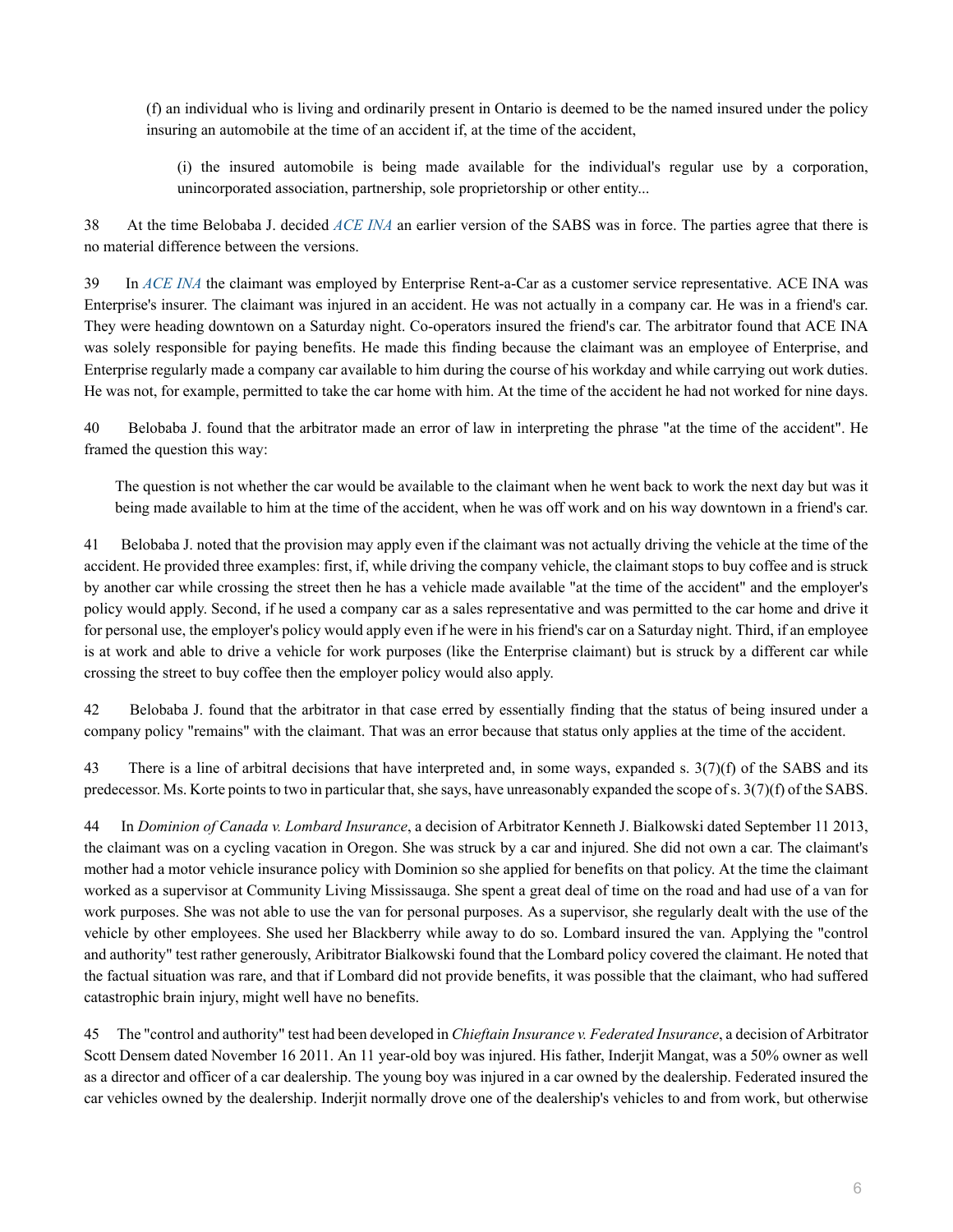> (f) an individual who is living and ordinarily present in Ontario is deemed to be the named insured under the policy insuring an automobile at the time of an accident if, at the time of the accident,
>
> > (i) the insured automobile is being made available for the individual's regular use by a corporation, unincorporated association, partnership, sole proprietorship or other entity...

38 At the time Belobaba J. decided *ACE INA* an earlier version of the SABS was in force. The parties agree that there is no material difference between the versions.

39 In *ACE INA* the claimant was employed by Enterprise Rent-a-Car as a customer service representative. ACE INA was Enterprise's insurer. The claimant was injured in an accident. He was not actually in a company car. He was in a friend's car. They were heading downtown on a Saturday night. Co-operators insured the friend's car. The arbitrator found that ACE INA was solely responsible for paying benefits. He made this finding because the claimant was an employee of Enterprise, and Enterprise regularly made a company car available to him during the course of his workday and while carrying out work duties. He was not, for example, permitted to take the car home with him. At the time of the accident he had not worked for nine days.

40 Belobaba J. found that the arbitrator made an error of law in interpreting the phrase "at the time of the accident". He framed the question this way:

> The question is not whether the car would be available to the claimant when he went back to work the next day but was it being made available to him at the time of the accident, when he was off work and on his way downtown in a friend's car.

41 Belobaba J. noted that the provision may apply even if the claimant was not actually driving the vehicle at the time of the accident. He provided three examples: first, if, while driving the company vehicle, the claimant stops to buy coffee and is struck by another car while crossing the street then he has a vehicle made available "at the time of the accident" and the employer's policy would apply. Second, if he used a company car as a sales representative and was permitted to the car home and drive it for personal use, the employer's policy would apply even if he were in his friend's car on a Saturday night. Third, if an employee is at work and able to drive a vehicle for work purposes (like the Enterprise claimant) but is struck by a different car while crossing the street to buy coffee then the employer policy would also apply.

42 Belobaba J. found that the arbitrator in that case erred by essentially finding that the status of being insured under a company policy "remains" with the claimant. That was an error because that status only applies at the time of the accident.

43 There is a line of arbitral decisions that have interpreted and, in some ways, expanded s. 3(7)(f) of the SABS and its predecessor. Ms. Korte points to two in particular that, she says, have unreasonably expanded the scope of s. 3(7)(f) of the SABS.

44 In *Dominion of Canada v. Lombard Insurance*, a decision of Arbitrator Kenneth J. Bialkowski dated September 11 2013, the claimant was on a cycling vacation in Oregon. She was struck by a car and injured. She did not own a car. The claimant's mother had a motor vehicle insurance policy with Dominion so she applied for benefits on that policy. At the time the claimant worked as a supervisor at Community Living Mississauga. She spent a great deal of time on the road and had use of a van for work purposes. She was not able to use the van for personal purposes. As a supervisor, she regularly dealt with the use of the vehicle by other employees. She used her Blackberry while away to do so. Lombard insured the van. Applying the "control and authority" test rather generously, Aribitrator Bialkowski found that the Lombard policy covered the claimant. He noted that the factual situation was rare, and that if Lombard did not provide benefits, it was possible that the claimant, who had suffered catastrophic brain injury, might well have no benefits.

45 The "control and authority" test had been developed in *Chieftain Insurance v. Federated Insurance*, a decision of Arbitrator Scott Densem dated November 16 2011. An 11 year-old boy was injured. His father, Inderjit Mangat, was a 50% owner as well as a director and officer of a car dealership. The young boy was injured in a car owned by the dealership. Federated insured the car vehicles owned by the dealership. Inderjit normally drove one of the dealership's vehicles to and from work, but otherwise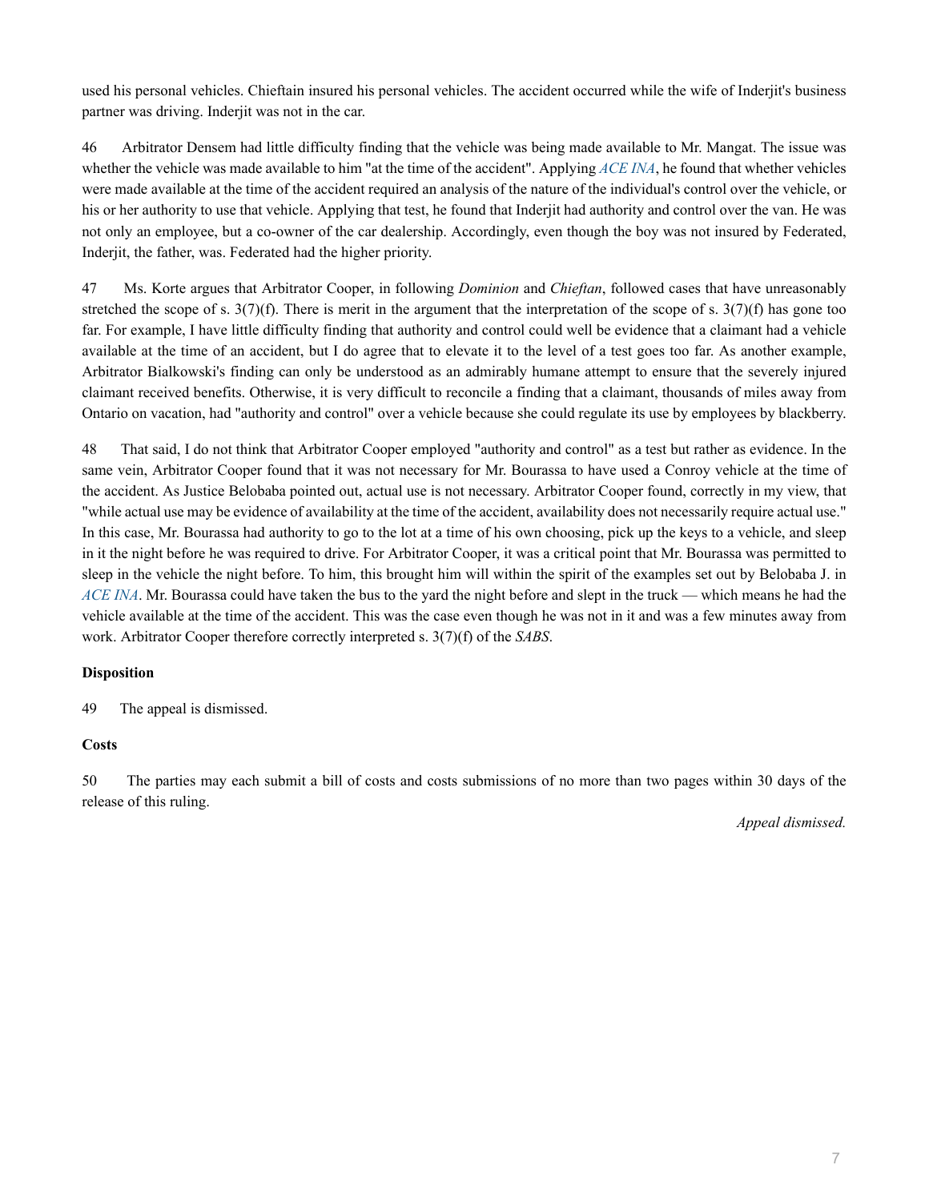used his personal vehicles. Chieftain insured his personal vehicles. The accident occurred while the wife of Inderjit's business partner was driving. Inderjit was not in the car.

46 Arbitrator Densem had little difficulty finding that the vehicle was being made available to Mr. Mangat. The issue was whether the vehicle was made available to him "at the time of the accident". Applying *ACE INA*, he found that whether vehicles were made available at the time of the accident required an analysis of the nature of the individual's control over the vehicle, or his or her authority to use that vehicle. Applying that test, he found that Inderjit had authority and control over the van. He was not only an employee, but a co-owner of the car dealership. Accordingly, even though the boy was not insured by Federated, Inderjit, the father, was. Federated had the higher priority.

47 Ms. Korte argues that Arbitrator Cooper, in following *Dominion* and *Chieftan*, followed cases that have unreasonably stretched the scope of s. 3(7)(f). There is merit in the argument that the interpretation of the scope of s. 3(7)(f) has gone too far. For example, I have little difficulty finding that authority and control could well be evidence that a claimant had a vehicle available at the time of an accident, but I do agree that to elevate it to the level of a test goes too far. As another example, Arbitrator Bialkowski's finding can only be understood as an admirably humane attempt to ensure that the severely injured claimant received benefits. Otherwise, it is very difficult to reconcile a finding that a claimant, thousands of miles away from Ontario on vacation, had "authority and control" over a vehicle because she could regulate its use by employees by blackberry.

48 That said, I do not think that Arbitrator Cooper employed "authority and control" as a test but rather as evidence. In the same vein, Arbitrator Cooper found that it was not necessary for Mr. Bourassa to have used a Conroy vehicle at the time of the accident. As Justice Belobaba pointed out, actual use is not necessary. Arbitrator Cooper found, correctly in my view, that "while actual use may be evidence of availability at the time of the accident, availability does not necessarily require actual use." In this case, Mr. Bourassa had authority to go to the lot at a time of his own choosing, pick up the keys to a vehicle, and sleep in it the night before he was required to drive. For Arbitrator Cooper, it was a critical point that Mr. Bourassa was permitted to sleep in the vehicle the night before. To him, this brought him will within the spirit of the examples set out by Belobaba J. in *ACE INA*. Mr. Bourassa could have taken the bus to the yard the night before and slept in the truck — which means he had the vehicle available at the time of the accident. This was the case even though he was not in it and was a few minutes away from work. Arbitrator Cooper therefore correctly interpreted s. 3(7)(f) of the *SABS*.

**Disposition**

49 The appeal is dismissed.

**Costs**

50 The parties may each submit a bill of costs and costs submissions of no more than two pages within 30 days of the release of this ruling.

*Appeal dismissed.*